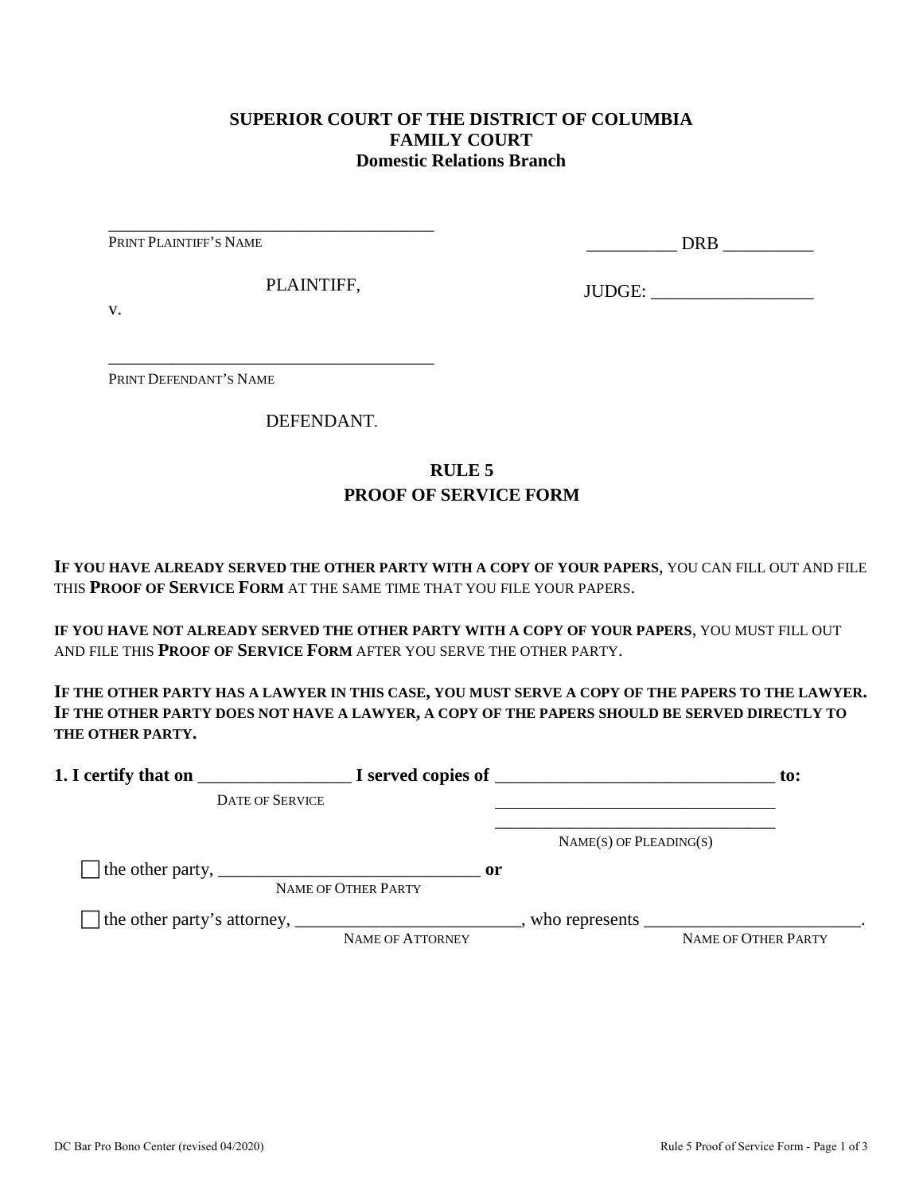**SUPERIOR COURT OF THE DISTRICT OF COLUMBIA**
**FAMILY COURT**
**Domestic Relations Branch**

_____________________________________
PRINT PLAINTIFF'S NAME

PLAINTIFF,

v.

_____________________________________
PRINT DEFENDANT'S NAME

DEFENDANT.

__________ DRB __________

JUDGE: __________________

## RULE 5
## PROOF OF SERVICE FORM

**IF YOU HAVE ALREADY SERVED THE OTHER PARTY WITH A COPY OF YOUR PAPERS**, YOU CAN FILL OUT AND FILE THIS **PROOF OF SERVICE FORM** AT THE SAME TIME THAT YOU FILE YOUR PAPERS.

**IF YOU HAVE NOT ALREADY SERVED THE OTHER PARTY WITH A COPY OF YOUR PAPERS**, YOU MUST FILL OUT AND FILE THIS **PROOF OF SERVICE FORM** AFTER YOU SERVE THE OTHER PARTY.

**IF THE OTHER PARTY HAS A LAWYER IN THIS CASE, YOU MUST SERVE A COPY OF THE PAPERS TO THE LAWYER. IF THE OTHER PARTY DOES NOT HAVE A LAWYER, A COPY OF THE PAPERS SHOULD BE SERVED DIRECTLY TO THE OTHER PARTY.**

**1. I certify that on** _________________ **I served copies of** _______________________________ **to:**
DATE OF SERVICE
_______________________________
_______________________________
NAME(S) OF PLEADING(S)

☐ the other party, ______________________________ **or**
NAME OF OTHER PARTY

☐ the other party's attorney, _________________________, who represents ________________________.
NAME OF ATTORNEY — NAME OF OTHER PARTY

DC Bar Pro Bono Center (revised 04/2020)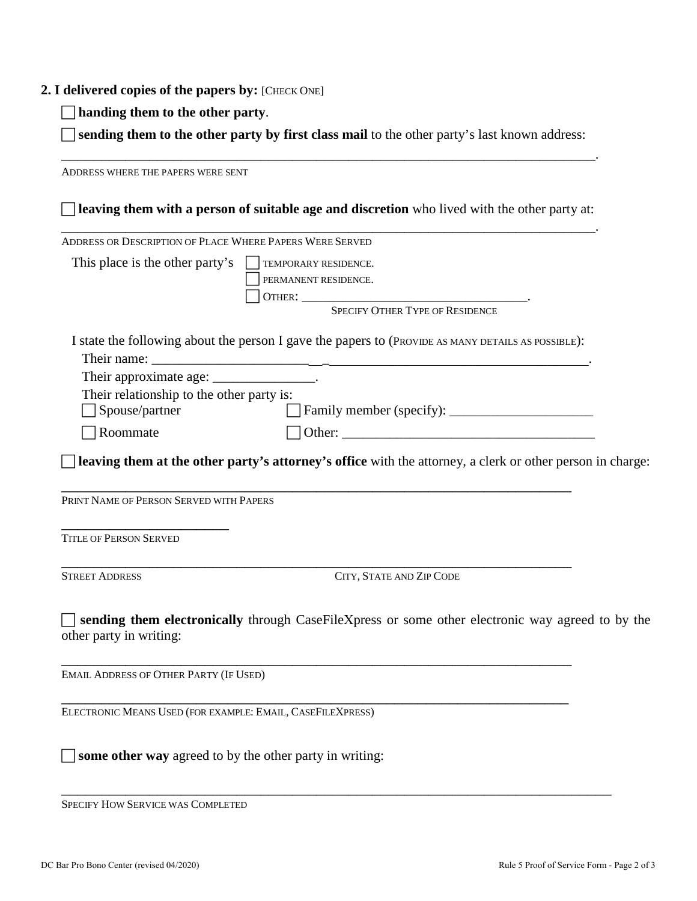**2. I delivered copies of the papers by:** [CHECK ONE]

☐ **handing them to the other party**.

☐ **sending them to the other party by first class mail** to the other party's last known address:

_______________________________________________________________________________.

ADDRESS WHERE THE PAPERS WERE SENT

☐ **leaving them with a person of suitable age and discretion** who lived with the other party at:

_______________________________________________________________________________.

ADDRESS OR DESCRIPTION OF PLACE WHERE PAPERS WERE SERVED

This place is the other party's ☐ TEMPORARY RESIDENCE.
☐ PERMANENT RESIDENCE.
☐ OTHER: ___________________________________.
SPECIFY OTHER TYPE OF RESIDENCE

I state the following about the person I gave the papers to (PROVIDE AS MANY DETAILS AS POSSIBLE):

Their name: ______________________________________________________________.

Their approximate age: _______________.

Their relationship to the other party is:

☐ Spouse/partner ☐ Family member (specify): _____________________

☐ Roommate ☐ Other: ______________________________________

☐ **leaving them at the other party's attorney's office** with the attorney, a clerk or other person in charge:

_______________________________________________________________________________

PRINT NAME OF PERSON SERVED WITH PAPERS

__________________________

TITLE OF PERSON SERVED

_______________________________________________________________________________

STREET ADDRESS CITY, STATE AND ZIP CODE

☐ **sending them electronically** through CaseFileXpress or some other electronic way agreed to by the other party in writing:

_______________________________________________________________________________

EMAIL ADDRESS OF OTHER PARTY (IF USED)

_______________________________________________________________________________

ELECTRONIC MEANS USED (FOR EXAMPLE: EMAIL, CASEFILEXPRESS)

☐ **some other way** agreed to by the other party in writing:

_______________________________________________________________________________

SPECIFY HOW SERVICE WAS COMPLETED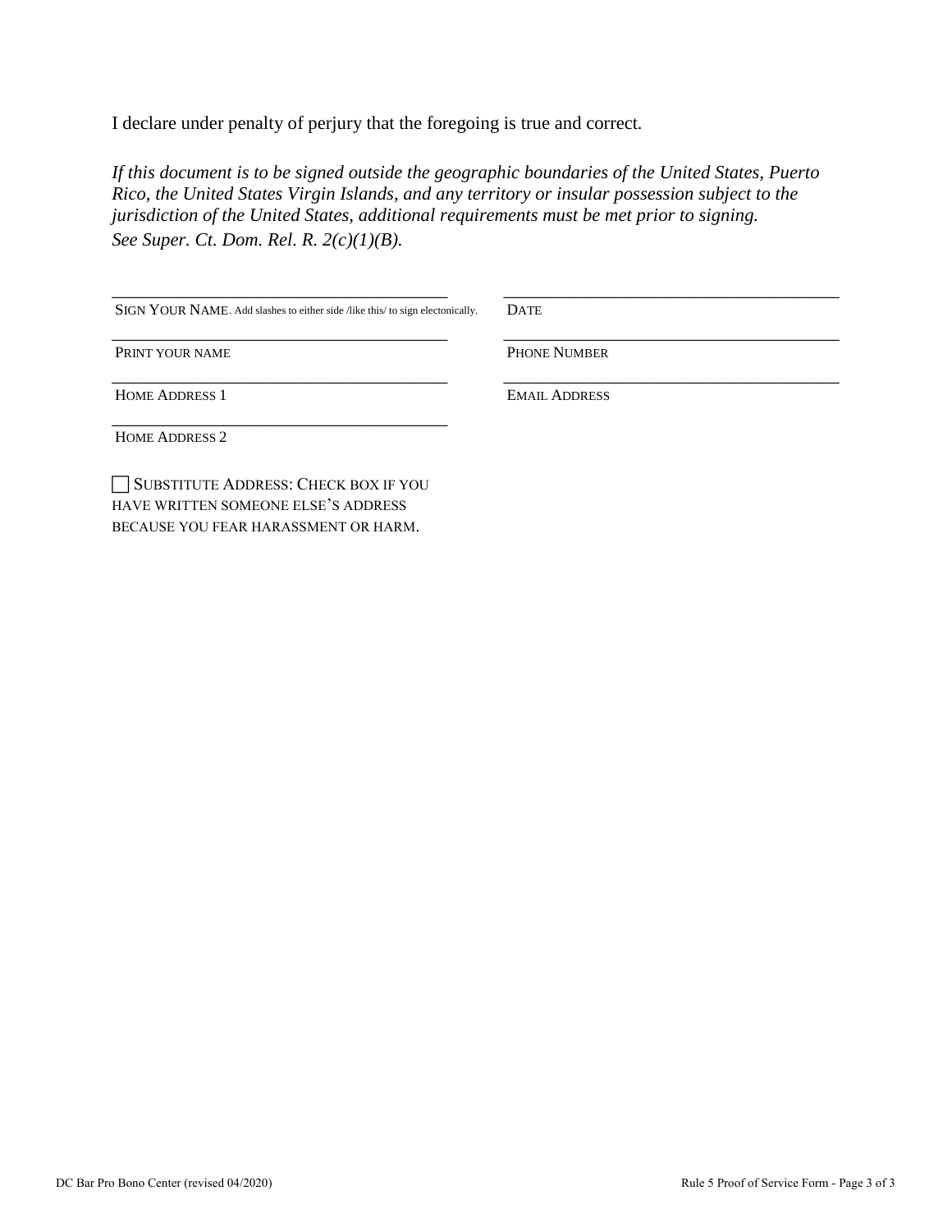I declare under penalty of perjury that the foregoing is true and correct.

*If this document is to be signed outside the geographic boundaries of the United States, Puerto Rico, the United States Virgin Islands, and any territory or insular possession subject to the jurisdiction of the United States, additional requirements must be met prior to signing. See Super. Ct. Dom. Rel. R. 2(c)(1)(B).*

| | |
|---|---|
| \_\_\_\_\_\_\_\_\_\_\_\_\_\_\_\_\_\_\_\_\_\_\_\_\_\_\_\_\_\_\_\_\_\_\_\_\_\_\_\_\_\_ | \_\_\_\_\_\_\_\_\_\_\_\_\_\_\_\_\_\_\_\_\_\_\_\_\_\_\_\_\_\_\_\_\_\_\_\_\_\_\_\_\_\_ |
| SIGN YOUR NAME. Add slashes to either side /like this/ to sign electonically. | DATE |
| \_\_\_\_\_\_\_\_\_\_\_\_\_\_\_\_\_\_\_\_\_\_\_\_\_\_\_\_\_\_\_\_\_\_\_\_\_\_\_\_\_\_ | \_\_\_\_\_\_\_\_\_\_\_\_\_\_\_\_\_\_\_\_\_\_\_\_\_\_\_\_\_\_\_\_\_\_\_\_\_\_\_\_\_\_ |
| PRINT YOUR NAME | PHONE NUMBER |
| \_\_\_\_\_\_\_\_\_\_\_\_\_\_\_\_\_\_\_\_\_\_\_\_\_\_\_\_\_\_\_\_\_\_\_\_\_\_\_\_\_\_ | \_\_\_\_\_\_\_\_\_\_\_\_\_\_\_\_\_\_\_\_\_\_\_\_\_\_\_\_\_\_\_\_\_\_\_\_\_\_\_\_\_\_ |
| HOME ADDRESS 1 | EMAIL ADDRESS |
| \_\_\_\_\_\_\_\_\_\_\_\_\_\_\_\_\_\_\_\_\_\_\_\_\_\_\_\_\_\_\_\_\_\_\_\_\_\_\_\_\_\_ | |
| HOME ADDRESS 2 | |

☐ SUBSTITUTE ADDRESS: CHECK BOX IF YOU HAVE WRITTEN SOMEONE ELSE'S ADDRESS BECAUSE YOU FEAR HARASSMENT OR HARM.